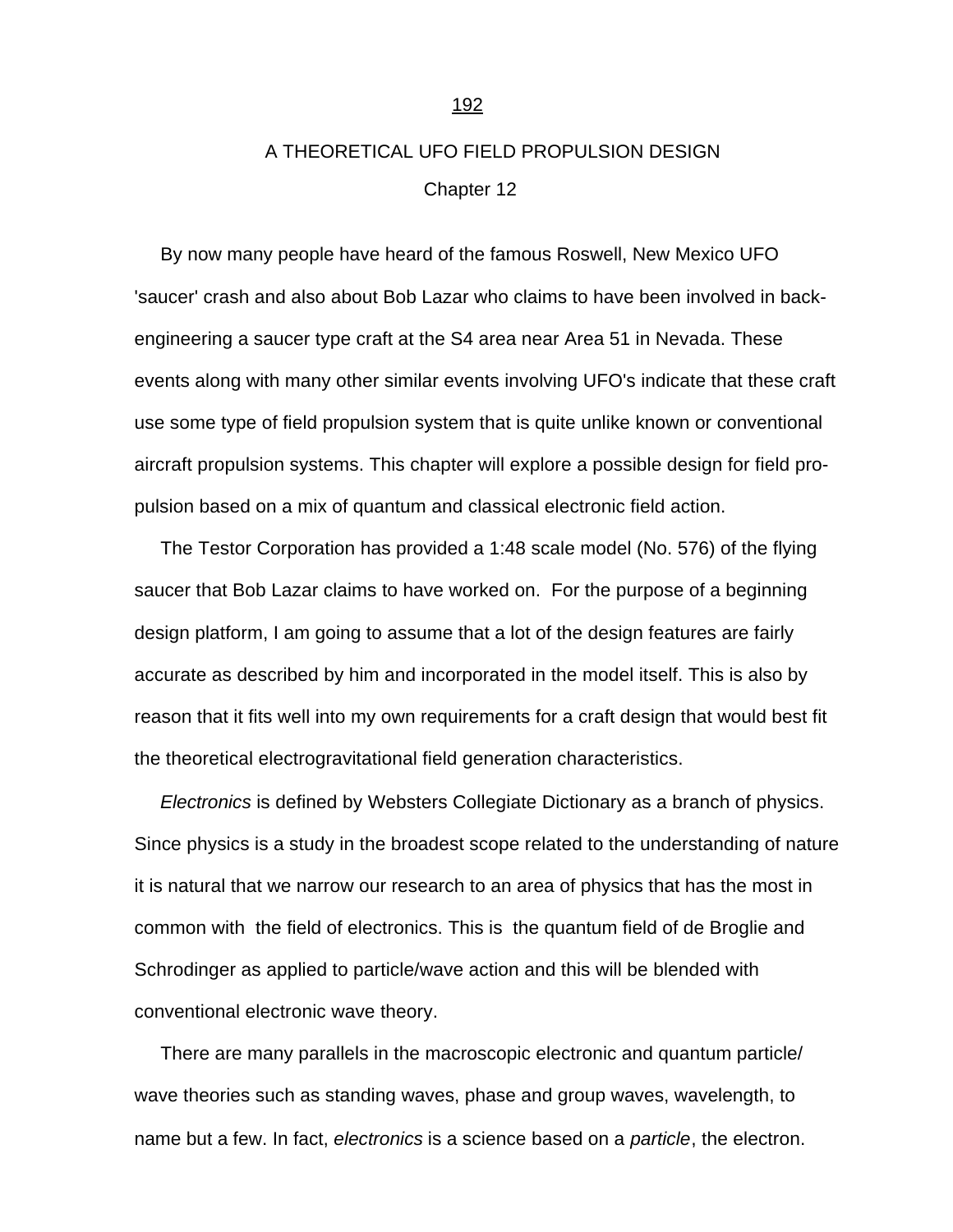# A THEORETICAL UFO FIELD PROPULSION DESIGN

## Chapter 12

By now many people have heard of the famous Roswell, New Mexico UFO 'saucer' crash and also about Bob Lazar who claims to have been involved in back-engineering a saucer type craft at the S4 area near Area 51 in Nevada. These events along with many other similar events involving UFO's indicate that these craft use some type of field propulsion system that is quite unlike known or conventional aircraft propulsion systems. This chapter will explore a possible design for field propulsion based on a mix of quantum and classical electronic field action.

The Testor Corporation has provided a 1:48 scale model (No. 576) of the flying saucer that Bob Lazar claims to have worked on. For the purpose of a beginning design platform, I am going to assume that a lot of the design features are fairly accurate as described by him and incorporated in the model itself. This is also by reason that it fits well into my own requirements for a craft design that would best fit the theoretical electrogravitational field generation characteristics.

*Electronics* is defined by Websters Collegiate Dictionary as a branch of physics. Since physics is a study in the broadest scope related to the understanding of nature it is natural that we narrow our research to an area of physics that has the most in common with the field of electronics. This is the quantum field of de Broglie and Schrodinger as applied to particle/wave action and this will be blended with conventional electronic wave theory.

There are many parallels in the macroscopic electronic and quantum particle/wave theories such as standing waves, phase and group waves, wavelength, to name but a few. In fact, *electronics* is a science based on a *particle*, the electron.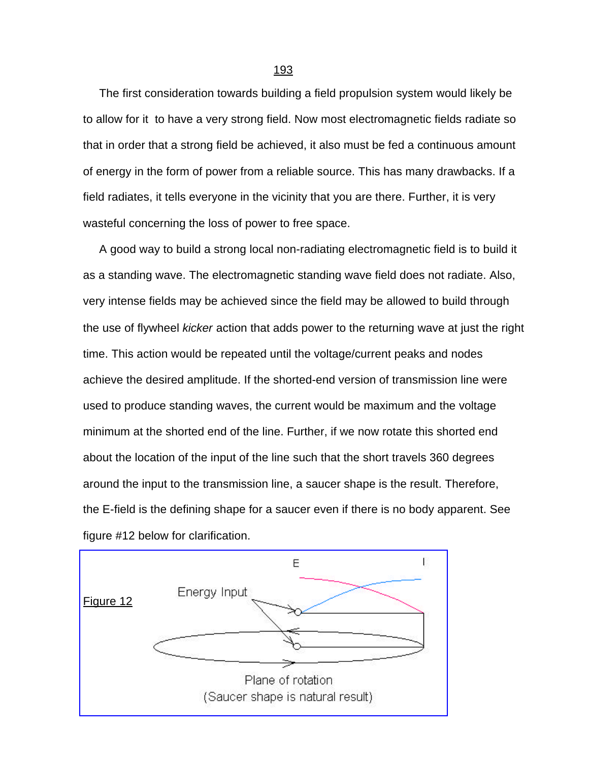The first consideration towards building a field propulsion system would likely be to allow for it to have a very strong field. Now most electromagnetic fields radiate so that in order that a strong field be achieved, it also must be fed a continuous amount of energy in the form of power from a reliable source. This has many drawbacks. If a field radiates, it tells everyone in the vicinity that you are there. Further, it is very wasteful concerning the loss of power to free space.

A good way to build a strong local non-radiating electromagnetic field is to build it as a standing wave. The electromagnetic standing wave field does not radiate. Also, very intense fields may be achieved since the field may be allowed to build through the use of flywheel *kicker* action that adds power to the returning wave at just the right time. This action would be repeated until the voltage/current peaks and nodes achieve the desired amplitude. If the shorted-end version of transmission line were used to produce standing waves, the current would be maximum and the voltage minimum at the shorted end of the line. Further, if we now rotate this shorted end about the location of the input of the line such that the short travels 360 degrees around the input to the transmission line, a saucer shape is the result. Therefore, the E-field is the defining shape for a saucer even if there is no body apparent. See figure #12 below for clarification.

Figure 12

E    I

Energy Input

Plane of rotation
(Saucer shape is natural result)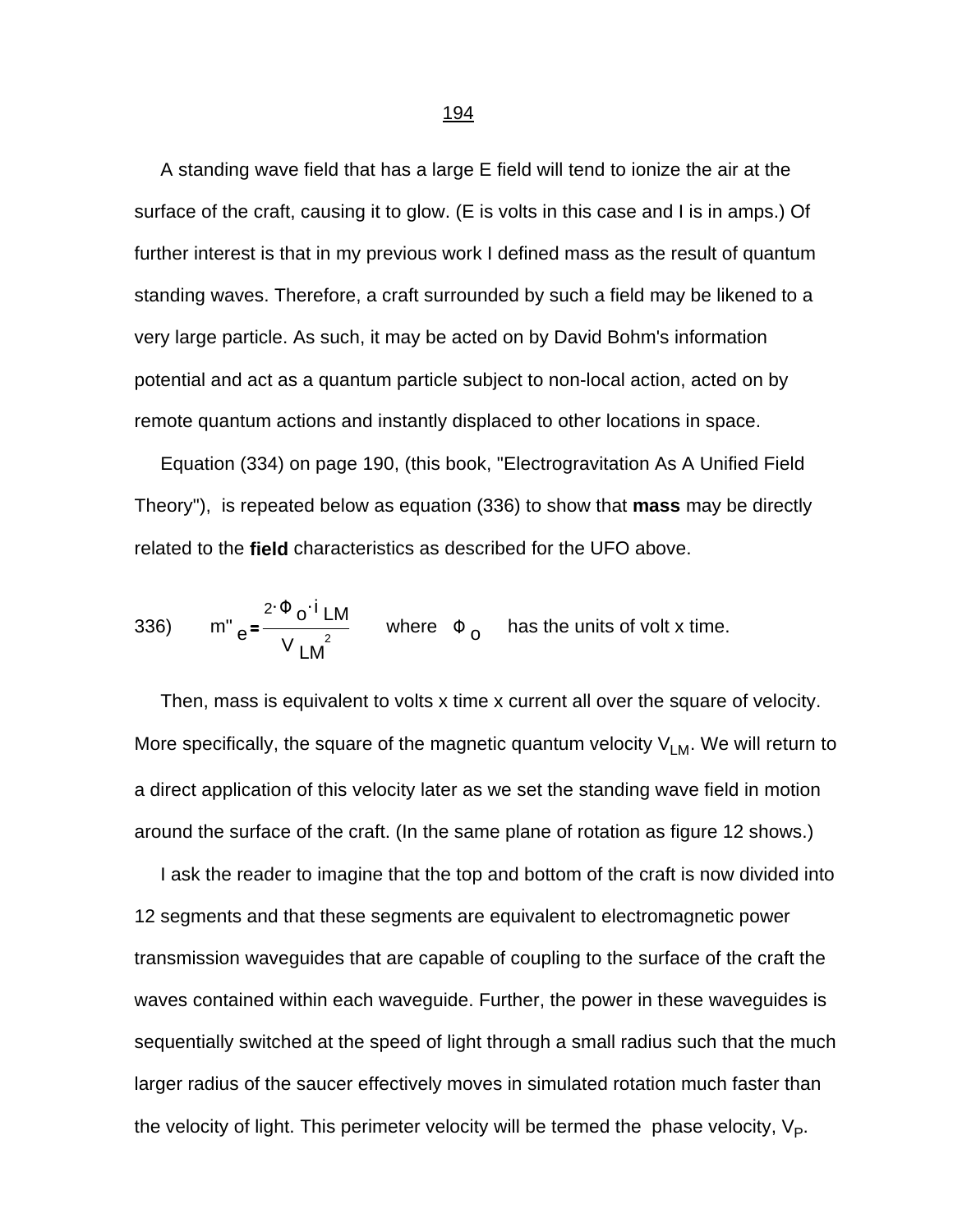A standing wave field that has a large E field will tend to ionize the air at the surface of the craft, causing it to glow. (E is volts in this case and I is in amps.) Of further interest is that in my previous work I defined mass as the result of quantum standing waves. Therefore, a craft surrounded by such a field may be likened to a very large particle. As such, it may be acted on by David Bohm's information potential and act as a quantum particle subject to non-local action, acted on by remote quantum actions and instantly displaced to other locations in space.

Equation (334) on page 190, (this book, "Electrogravitation As A Unified Field Theory"), is repeated below as equation (336) to show that **mass** may be directly related to the **field** characteristics as described for the UFO above.

336) $$m''_e = \frac{2 \cdot \Phi_o \cdot i_{LM}}{V_{LM}^2}$$ where $\Phi_o$ has the units of volt x time.

Then, mass is equivalent to volts x time x current all over the square of velocity. More specifically, the square of the magnetic quantum velocity $V_{LM}$. We will return to a direct application of this velocity later as we set the standing wave field in motion around the surface of the craft. (In the same plane of rotation as figure 12 shows.)

I ask the reader to imagine that the top and bottom of the craft is now divided into 12 segments and that these segments are equivalent to electromagnetic power transmission waveguides that are capable of coupling to the surface of the craft the waves contained within each waveguide. Further, the power in these waveguides is sequentially switched at the speed of light through a small radius such that the much larger radius of the saucer effectively moves in simulated rotation much faster than the velocity of light. This perimeter velocity will be termed the phase velocity, $V_P$.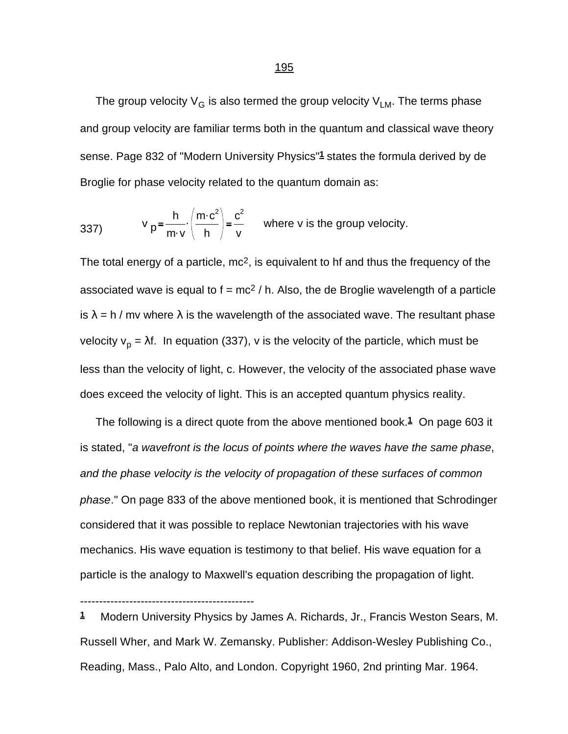The group velocity $V_G$ is also termed the group velocity $V_{LM}$. The terms phase and group velocity are familiar terms both in the quantum and classical wave theory sense. Page 832 of "Modern University Physics"[1] states the formula derived by de Broglie for phase velocity related to the quantum domain as:

$$v_p = \frac{h}{m \cdot v} \cdot \left( \frac{m \cdot c^2}{h} \right) = \frac{c^2}{v} \quad \text{where v is the group velocity.} \tag{337}$$

The total energy of a particle, $mc^2$, is equivalent to hf and thus the frequency of the associated wave is equal to $f = mc^2 / h$. Also, the de Broglie wavelength of a particle is $\lambda = h / mv$ where $\lambda$ is the wavelength of the associated wave. The resultant phase velocity $v_p = \lambda f$. In equation (337), v is the velocity of the particle, which must be less than the velocity of light, c. However, the velocity of the associated phase wave does exceed the velocity of light. This is an accepted quantum physics reality.

The following is a direct quote from the above mentioned book.[1] On page 603 it is stated, "*a wavefront is the locus of points where the waves have the same phase*, *and the phase velocity is the velocity of propagation of these surfaces of common phase*." On page 833 of the above mentioned book, it is mentioned that Schrodinger considered that it was possible to replace Newtonian trajectories with his wave mechanics. His wave equation is testimony to that belief. His wave equation for a particle is the analogy to Maxwell's equation describing the propagation of light.

---

[1] Modern University Physics by James A. Richards, Jr., Francis Weston Sears, M. Russell Wher, and Mark W. Zemansky. Publisher: Addison-Wesley Publishing Co., Reading, Mass., Palo Alto, and London. Copyright 1960, 2nd printing Mar. 1964.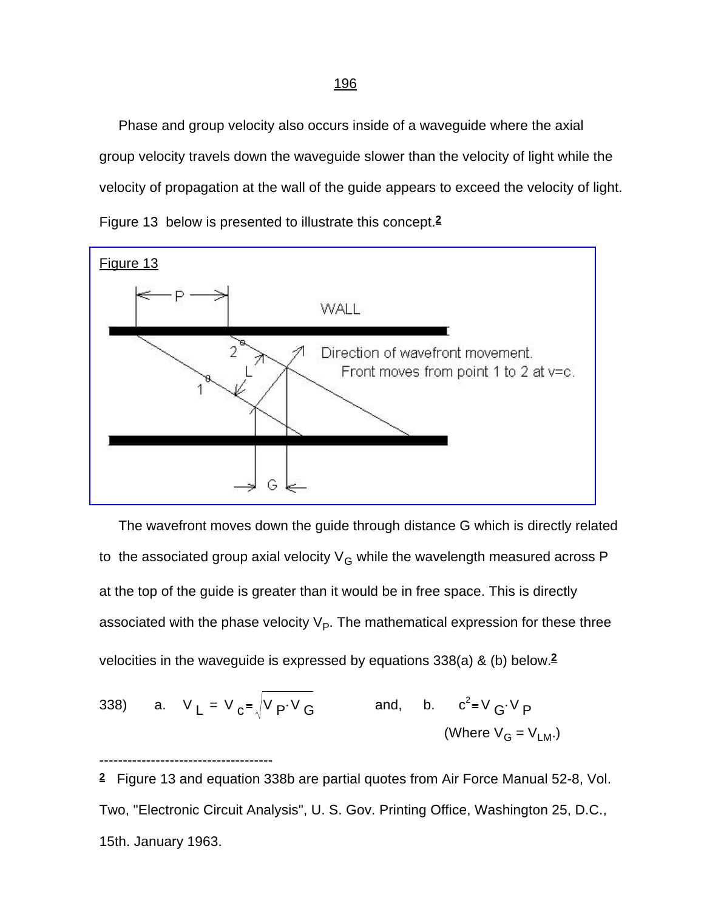Phase and group velocity also occurs inside of a waveguide where the axial group velocity travels down the waveguide slower than the velocity of light while the velocity of propagation at the wall of the guide appears to exceed the velocity of light. Figure 13 below is presented to illustrate this concept.[2]

Figure 13

WALL

Direction of wavefront movement. Front moves from point 1 to 2 at v=c.

The wavefront moves down the guide through distance G which is directly related to the associated group axial velocity $V_G$ while the wavelength measured across P at the top of the guide is greater than it would be in free space. This is directly associated with the phase velocity $V_P$. The mathematical expression for these three velocities in the waveguide is expressed by equations 338(a) & (b) below.[2]

338) a. $V_L = V_c = \sqrt{V_P \cdot V_G}$ and, b. $c^2 = V_G \cdot V_P$

(Where $V_G = V_{LM}$.)

-------------------------------------

[2] Figure 13 and equation 338b are partial quotes from Air Force Manual 52-8, Vol. Two, "Electronic Circuit Analysis", U. S. Gov. Printing Office, Washington 25, D.C., 15th. January 1963.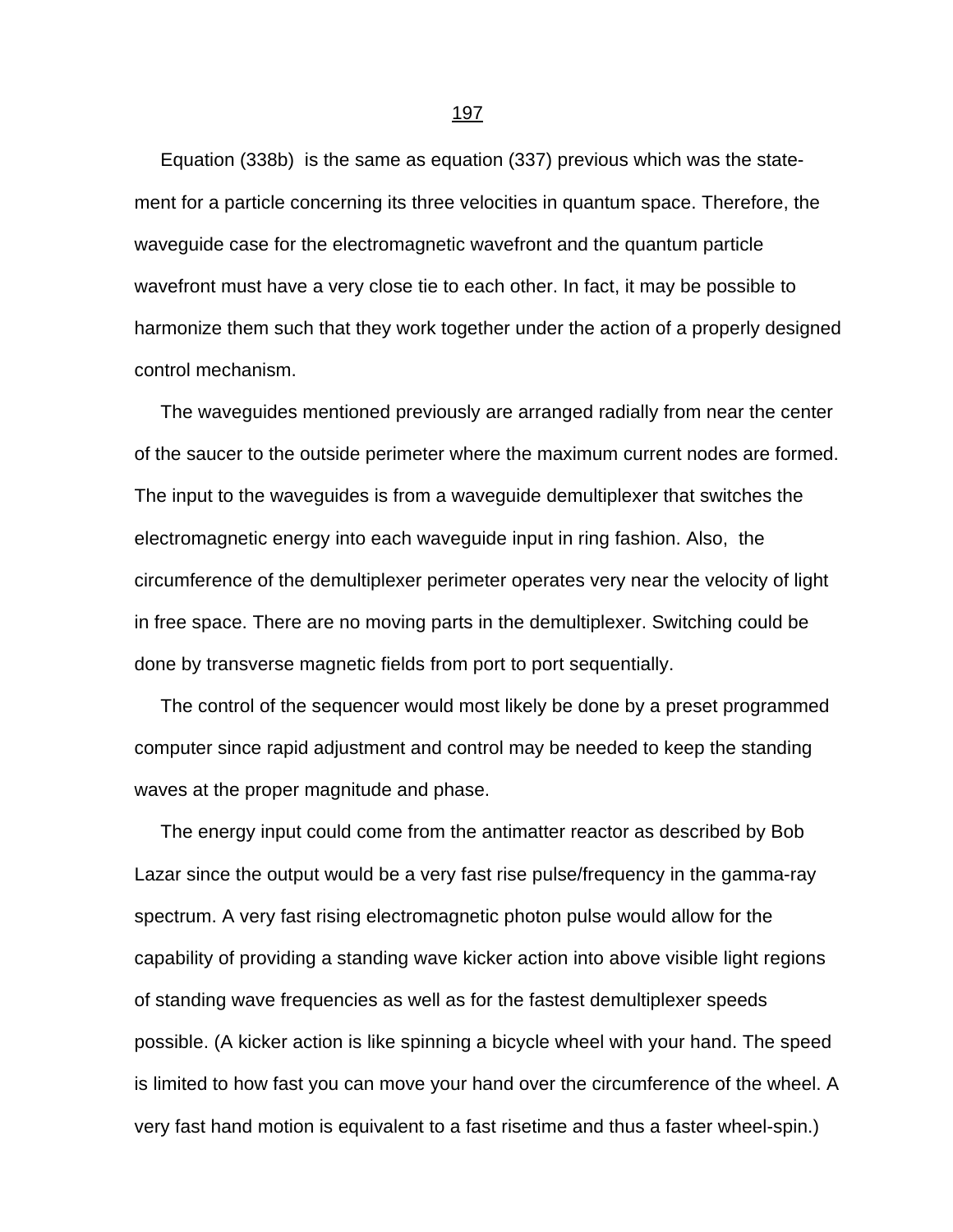Equation (338b) is the same as equation (337) previous which was the statement for a particle concerning its three velocities in quantum space. Therefore, the waveguide case for the electromagnetic wavefront and the quantum particle wavefront must have a very close tie to each other. In fact, it may be possible to harmonize them such that they work together under the action of a properly designed control mechanism.

The waveguides mentioned previously are arranged radially from near the center of the saucer to the outside perimeter where the maximum current nodes are formed. The input to the waveguides is from a waveguide demultiplexer that switches the electromagnetic energy into each waveguide input in ring fashion. Also, the circumference of the demultiplexer perimeter operates very near the velocity of light in free space. There are no moving parts in the demultiplexer. Switching could be done by transverse magnetic fields from port to port sequentially.

The control of the sequencer would most likely be done by a preset programmed computer since rapid adjustment and control may be needed to keep the standing waves at the proper magnitude and phase.

The energy input could come from the antimatter reactor as described by Bob Lazar since the output would be a very fast rise pulse/frequency in the gamma-ray spectrum. A very fast rising electromagnetic photon pulse would allow for the capability of providing a standing wave kicker action into above visible light regions of standing wave frequencies as well as for the fastest demultiplexer speeds possible. (A kicker action is like spinning a bicycle wheel with your hand. The speed is limited to how fast you can move your hand over the circumference of the wheel. A very fast hand motion is equivalent to a fast risetime and thus a faster wheel-spin.)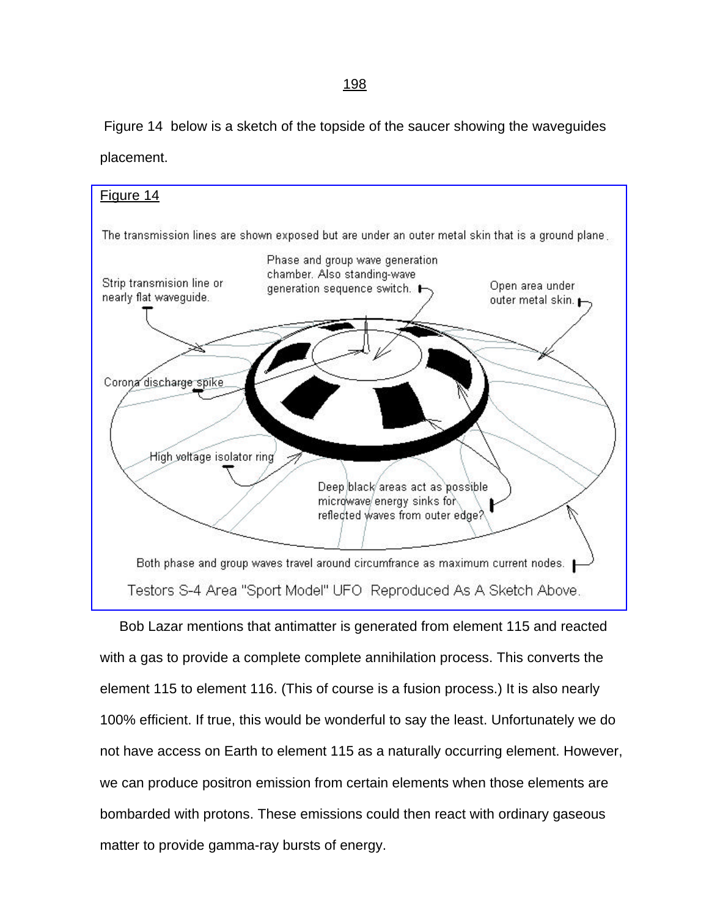Figure 14 below is a sketch of the topside of the saucer showing the waveguides placement.

Figure 14

The transmission lines are shown exposed but are under an outer metal skin that is a ground plane.

Strip transmision line or nearly flat waveguide.

Phase and group wave generation chamber. Also standing-wave generation sequence switch.

Open area under outer metal skin.

Corona discharge spike

High voltage isolator ring

Deep black areas act as possible microwave energy sinks for reflected waves from outer edge?

Both phase and group waves travel around circumfrance as maximum current nodes.

Testors S-4 Area "Sport Model" UFO Reproduced As A Sketch Above.

Bob Lazar mentions that antimatter is generated from element 115 and reacted with a gas to provide a complete complete annihilation process. This converts the element 115 to element 116. (This of course is a fusion process.) It is also nearly 100% efficient. If true, this would be wonderful to say the least. Unfortunately we do not have access on Earth to element 115 as a naturally occurring element. However, we can produce positron emission from certain elements when those elements are bombarded with protons. These emissions could then react with ordinary gaseous matter to provide gamma-ray bursts of energy.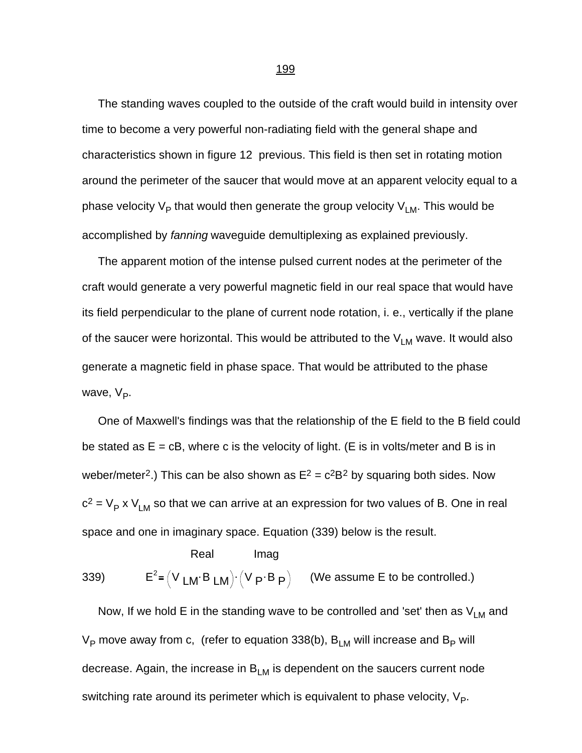The standing waves coupled to the outside of the craft would build in intensity over time to become a very powerful non-radiating field with the general shape and characteristics shown in figure 12 previous. This field is then set in rotating motion around the perimeter of the saucer that would move at an apparent velocity equal to a phase velocity $V_P$ that would then generate the group velocity $V_{LM}$. This would be accomplished by *fanning* waveguide demultiplexing as explained previously.

The apparent motion of the intense pulsed current nodes at the perimeter of the craft would generate a very powerful magnetic field in our real space that would have its field perpendicular to the plane of current node rotation, i. e., vertically if the plane of the saucer were horizontal. This would be attributed to the $V_{LM}$ wave. It would also generate a magnetic field in phase space. That would be attributed to the phase wave, $V_P$.

One of Maxwell's findings was that the relationship of the E field to the B field could be stated as $E = cB$, where c is the velocity of light. (E is in volts/meter and B is in weber/meter$^2$.) This can be also shown as $E^2 = c^2B^2$ by squaring both sides. Now $c^2 = V_P \times V_{LM}$ so that we can arrive at an expression for two values of B. One in real space and one in imaginary space. Equation (339) below is the result.

$$\text{339)} \qquad E^2 = \underbrace{\left(V_{LM} \cdot B_{LM}\right)}_{\text{Real}} \cdot \underbrace{\left(V_P \cdot B_P\right)}_{\text{Imag}} \qquad \text{(We assume E to be controlled.)}$$

Now, If we hold E in the standing wave to be controlled and 'set' then as $V_{LM}$ and $V_P$ move away from c, (refer to equation 338(b), $B_{LM}$ will increase and $B_P$ will decrease. Again, the increase in $B_{LM}$ is dependent on the saucers current node switching rate around its perimeter which is equivalent to phase velocity, $V_P$.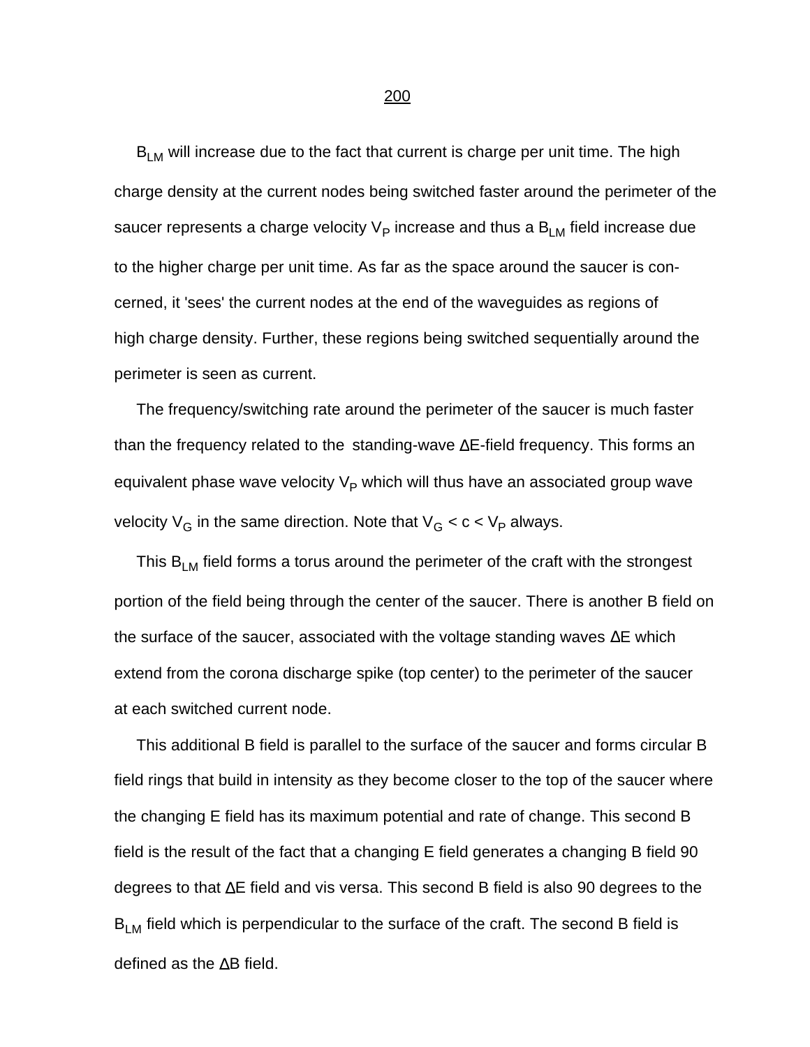$B_{LM}$ will increase due to the fact that current is charge per unit time. The high charge density at the current nodes being switched faster around the perimeter of the saucer represents a charge velocity $V_P$ increase and thus a $B_{LM}$ field increase due to the higher charge per unit time. As far as the space around the saucer is concerned, it 'sees' the current nodes at the end of the waveguides as regions of high charge density. Further, these regions being switched sequentially around the perimeter is seen as current.

The frequency/switching rate around the perimeter of the saucer is much faster than the frequency related to the standing-wave ΔE-field frequency. This forms an equivalent phase wave velocity $V_P$ which will thus have an associated group wave velocity $V_G$ in the same direction. Note that $V_G < c < V_P$ always.

This $B_{LM}$ field forms a torus around the perimeter of the craft with the strongest portion of the field being through the center of the saucer. There is another B field on the surface of the saucer, associated with the voltage standing waves ΔE which extend from the corona discharge spike (top center) to the perimeter of the saucer at each switched current node.

This additional B field is parallel to the surface of the saucer and forms circular B field rings that build in intensity as they become closer to the top of the saucer where the changing E field has its maximum potential and rate of change. This second B field is the result of the fact that a changing E field generates a changing B field 90 degrees to that ΔE field and vis versa. This second B field is also 90 degrees to the $B_{LM}$ field which is perpendicular to the surface of the craft. The second B field is defined as the ΔB field.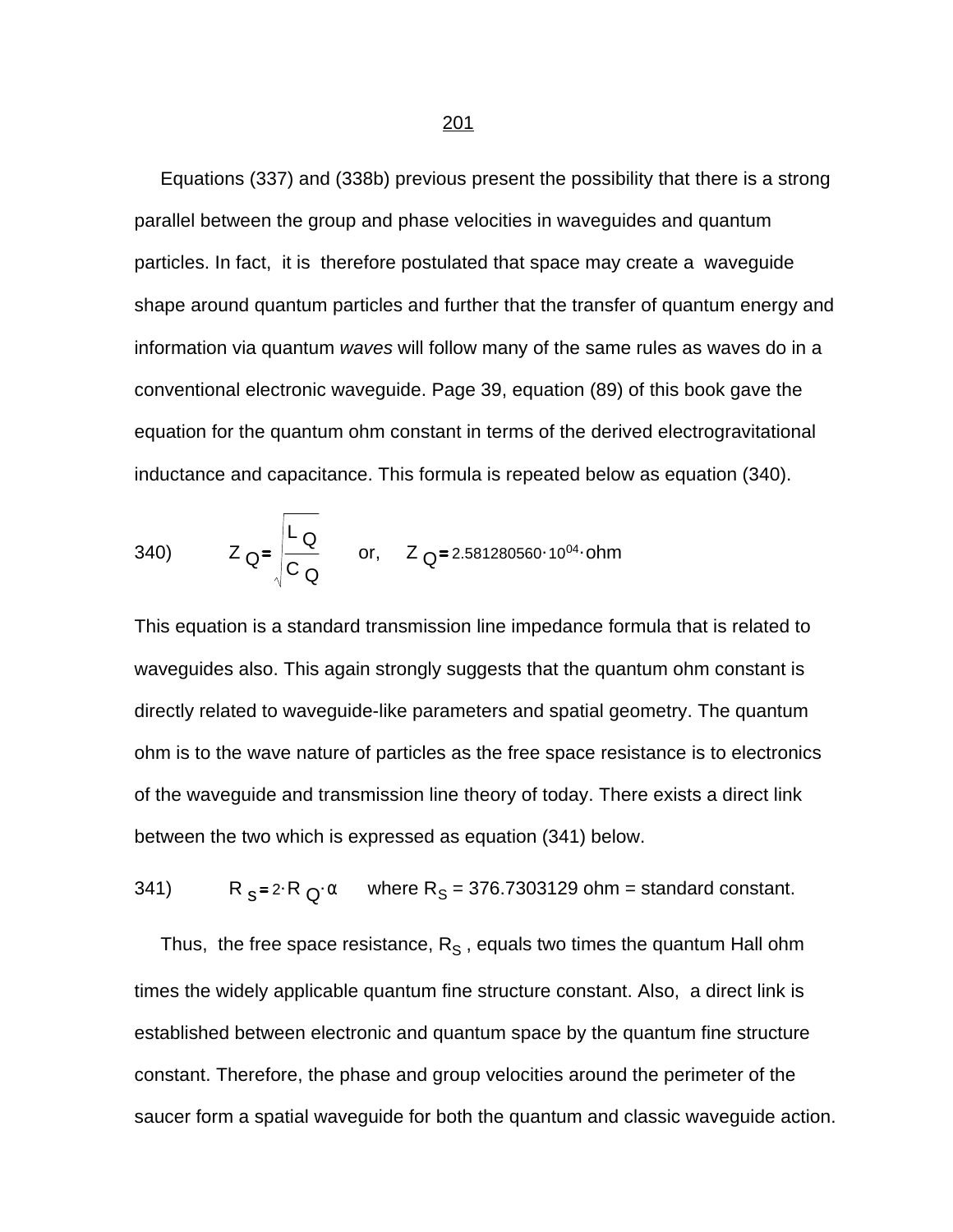Equations (337) and (338b) previous present the possibility that there is a strong parallel between the group and phase velocities in waveguides and quantum particles. In fact, it is therefore postulated that space may create a waveguide shape around quantum particles and further that the transfer of quantum energy and information via quantum *waves* will follow many of the same rules as waves do in a conventional electronic waveguide. Page 39, equation (89) of this book gave the equation for the quantum ohm constant in terms of the derived electrogravitational inductance and capacitance. This formula is repeated below as equation (340).

340) $$Z_Q = \sqrt{\frac{L_Q}{C_Q}} \quad \text{or,} \quad Z_Q = 2.581280560 \cdot 10^{04} \cdot \text{ohm}$$

This equation is a standard transmission line impedance formula that is related to waveguides also. This again strongly suggests that the quantum ohm constant is directly related to waveguide-like parameters and spatial geometry. The quantum ohm is to the wave nature of particles as the free space resistance is to electronics of the waveguide and transmission line theory of today. There exists a direct link between the two which is expressed as equation (341) below.

341) $$R_S = 2 \cdot R_Q \cdot \alpha$$ where $R_S$ = 376.7303129 ohm = standard constant.

Thus, the free space resistance, $R_S$ , equals two times the quantum Hall ohm times the widely applicable quantum fine structure constant. Also, a direct link is established between electronic and quantum space by the quantum fine structure constant. Therefore, the phase and group velocities around the perimeter of the saucer form a spatial waveguide for both the quantum and classic waveguide action.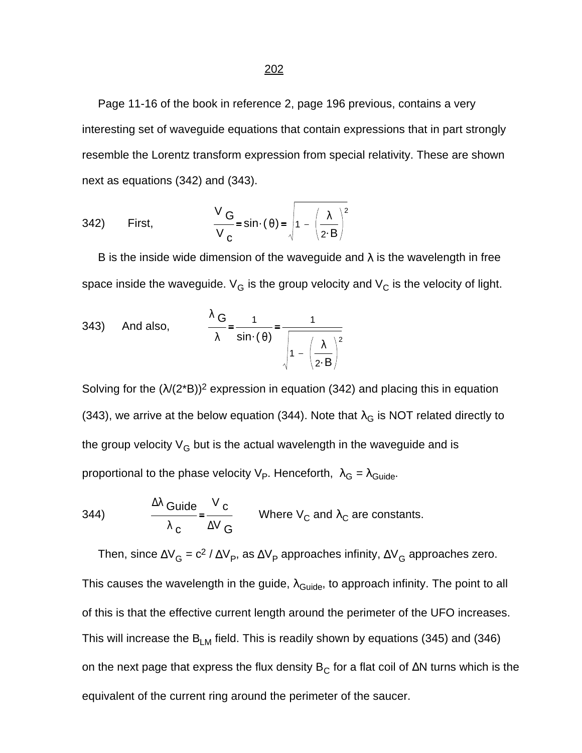Page 11-16 of the book in reference 2, page 196 previous, contains a very interesting set of waveguide equations that contain expressions that in part strongly resemble the Lorentz transform expression from special relativity. These are shown next as equations (342) and (343).

342) First,
$$\frac{V_G}{V_c} = \sin\cdot(\theta) = \sqrt{1 - \left(\frac{\lambda}{2\cdot B}\right)^2}$$

B is the inside wide dimension of the waveguide and $\lambda$ is the wavelength in free space inside the waveguide. $V_G$ is the group velocity and $V_C$ is the velocity of light.

343) And also,
$$\frac{\lambda_G}{\lambda} = \frac{1}{\sin\cdot(\theta)} = \frac{1}{\sqrt{1 - \left(\frac{\lambda}{2\cdot B}\right)^2}}$$

Solving for the $(\lambda/(2*B))^2$ expression in equation (342) and placing this in equation (343), we arrive at the below equation (344). Note that $\lambda_G$ is NOT related directly to the group velocity $V_G$ but is the actual wavelength in the waveguide and is proportional to the phase velocity $V_P$. Henceforth, $\lambda_G = \lambda_{Guide}$.

344)
$$\frac{\Delta\lambda_{Guide}}{\lambda_c} = \frac{V_c}{\Delta V_G}$$
Where $V_C$ and $\lambda_C$ are constants.

Then, since $\Delta V_G = c^2 / \Delta V_P$, as $\Delta V_P$ approaches infinity, $\Delta V_G$ approaches zero. This causes the wavelength in the guide, $\lambda_{Guide}$, to approach infinity. The point to all of this is that the effective current length around the perimeter of the UFO increases. This will increase the $B_{LM}$ field. This is readily shown by equations (345) and (346) on the next page that express the flux density $B_C$ for a flat coil of $\Delta N$ turns which is the equivalent of the current ring around the perimeter of the saucer.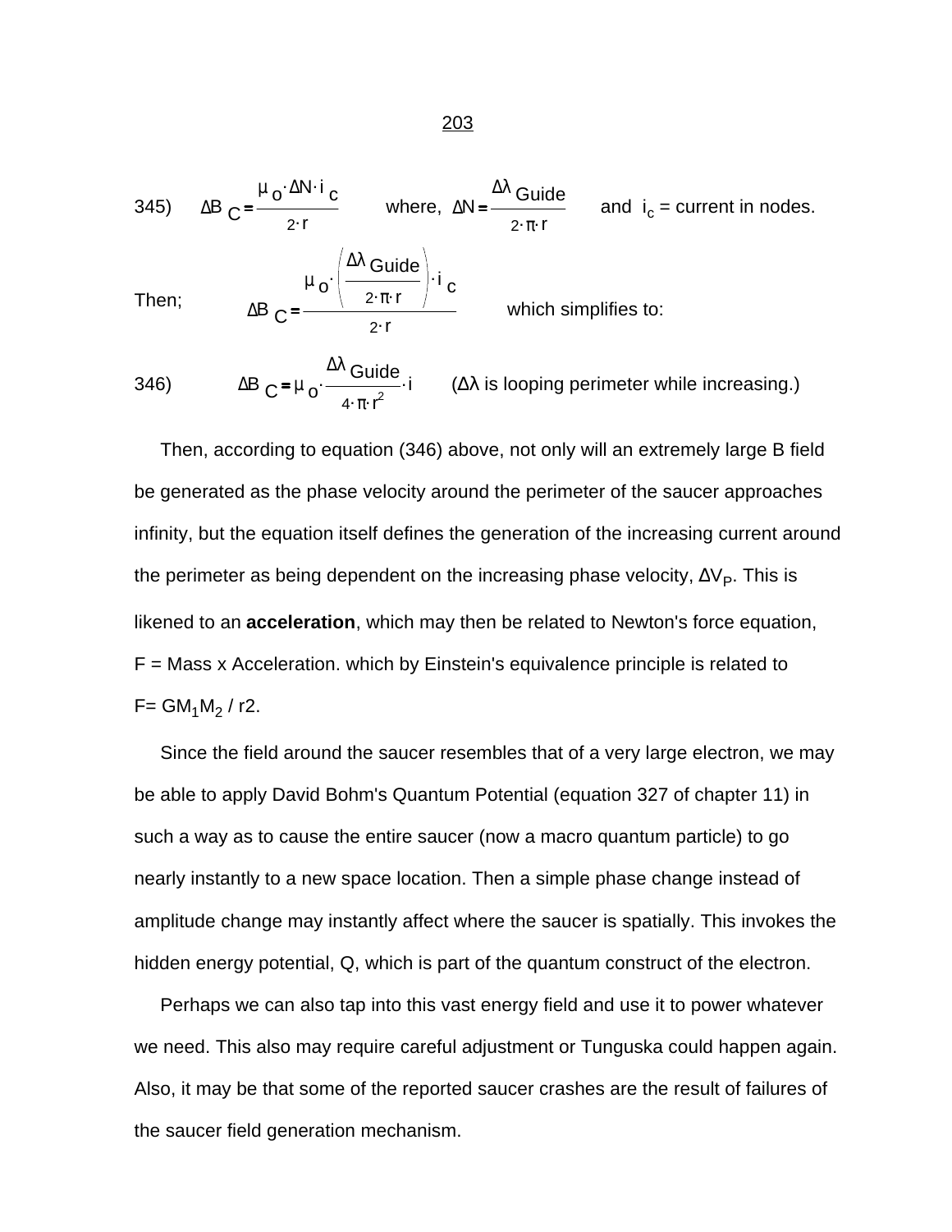345) $$\Delta B_C = \frac{\mu_o \cdot \Delta N \cdot i_c}{2 \cdot r} \qquad \text{where, } \Delta N = \frac{\Delta\lambda_{Guide}}{2 \cdot \pi \cdot r} \qquad \text{and } i_c = \text{current in nodes.}$$

Then; $$\Delta B_C = \frac{\mu_o \cdot \left(\frac{\Delta\lambda_{Guide}}{2 \cdot \pi \cdot r}\right) \cdot i_c}{2 \cdot r}$$ which simplifies to:

346) $$\Delta B_C = \mu_o \cdot \frac{\Delta\lambda_{Guide}}{4 \cdot \pi \cdot r^2} \cdot i$$ ($\Delta\lambda$ is looping perimeter while increasing.)

Then, according to equation (346) above, not only will an extremely large B field be generated as the phase velocity around the perimeter of the saucer approaches infinity, but the equation itself defines the generation of the increasing current around the perimeter as being dependent on the increasing phase velocity, $\Delta V_P$. This is likened to an **acceleration**, which may then be related to Newton's force equation, F = Mass x Acceleration. which by Einstein's equivalence principle is related to $F = GM_1M_2 / r2$.

Since the field around the saucer resembles that of a very large electron, we may be able to apply David Bohm's Quantum Potential (equation 327 of chapter 11) in such a way as to cause the entire saucer (now a macro quantum particle) to go nearly instantly to a new space location. Then a simple phase change instead of amplitude change may instantly affect where the saucer is spatially. This invokes the hidden energy potential, Q, which is part of the quantum construct of the electron.

Perhaps we can also tap into this vast energy field and use it to power whatever we need. This also may require careful adjustment or Tunguska could happen again. Also, it may be that some of the reported saucer crashes are the result of failures of the saucer field generation mechanism.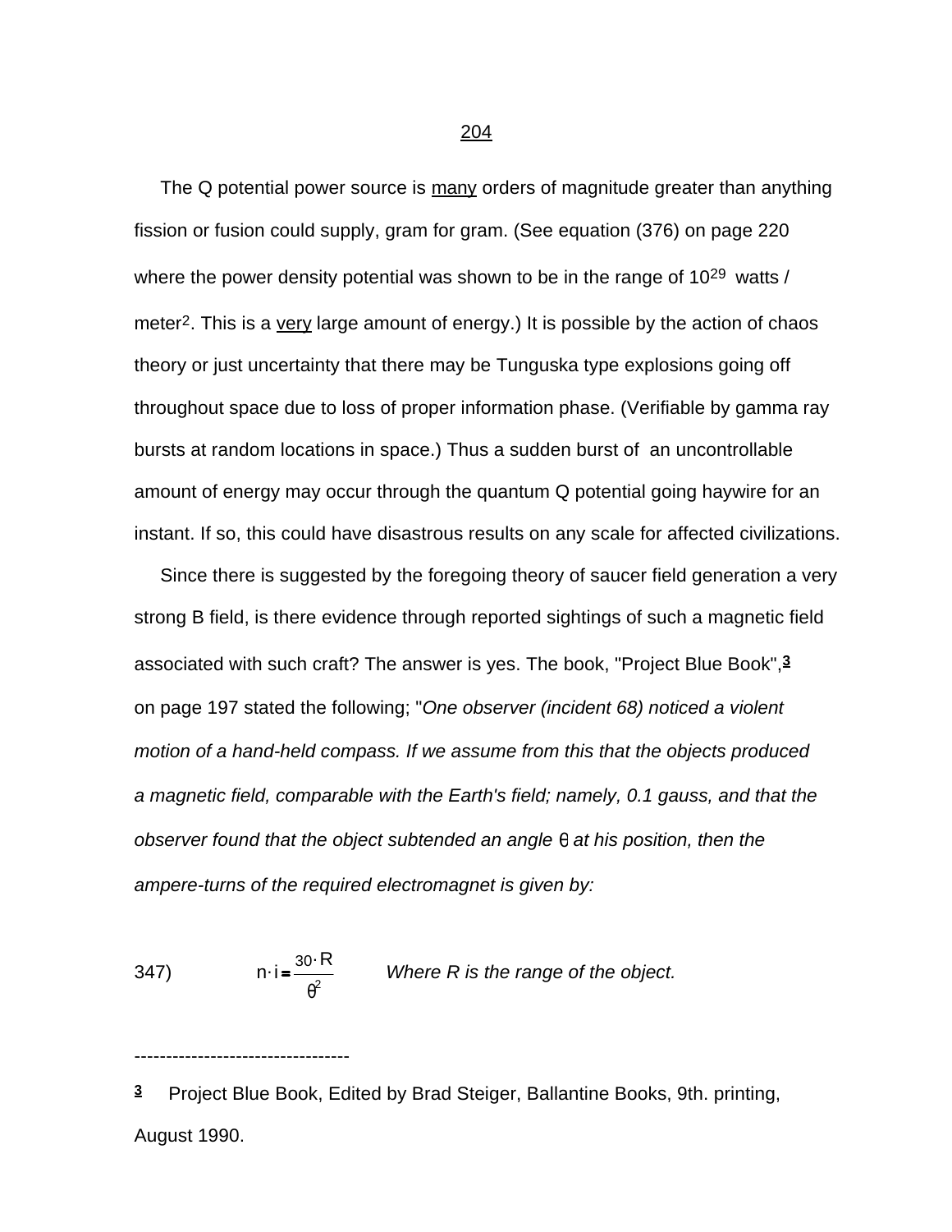The Q potential power source is <u>many</u> orders of magnitude greater than anything fission or fusion could supply, gram for gram. (See equation (376) on page 220 where the power density potential was shown to be in the range of $10^{29}$ watts / meter$^2$. This is a <u>very</u> large amount of energy.) It is possible by the action of chaos theory or just uncertainty that there may be Tunguska type explosions going off throughout space due to loss of proper information phase. (Verifiable by gamma ray bursts at random locations in space.) Thus a sudden burst of an uncontrollable amount of energy may occur through the quantum Q potential going haywire for an instant. If so, this could have disastrous results on any scale for affected civilizations.

Since there is suggested by the foregoing theory of saucer field generation a very strong B field, is there evidence through reported sightings of such a magnetic field associated with such craft? The answer is yes. The book, "Project Blue Book",[3] on page 197 stated the following; "*One observer (incident 68) noticed a violent motion of a hand-held compass. If we assume from this that the objects produced a magnetic field, comparable with the Earth's field; namely, 0.1 gauss, and that the observer found that the object subtended an angle* $\theta$ *at his position, then the ampere-turns of the required electromagnet is given by:*

347) $$n \cdot i = \frac{30 \cdot R}{\theta^2}$$ *Where R is the range of the object.*

----------------------------------

[3] Project Blue Book, Edited by Brad Steiger, Ballantine Books, 9th. printing, August 1990.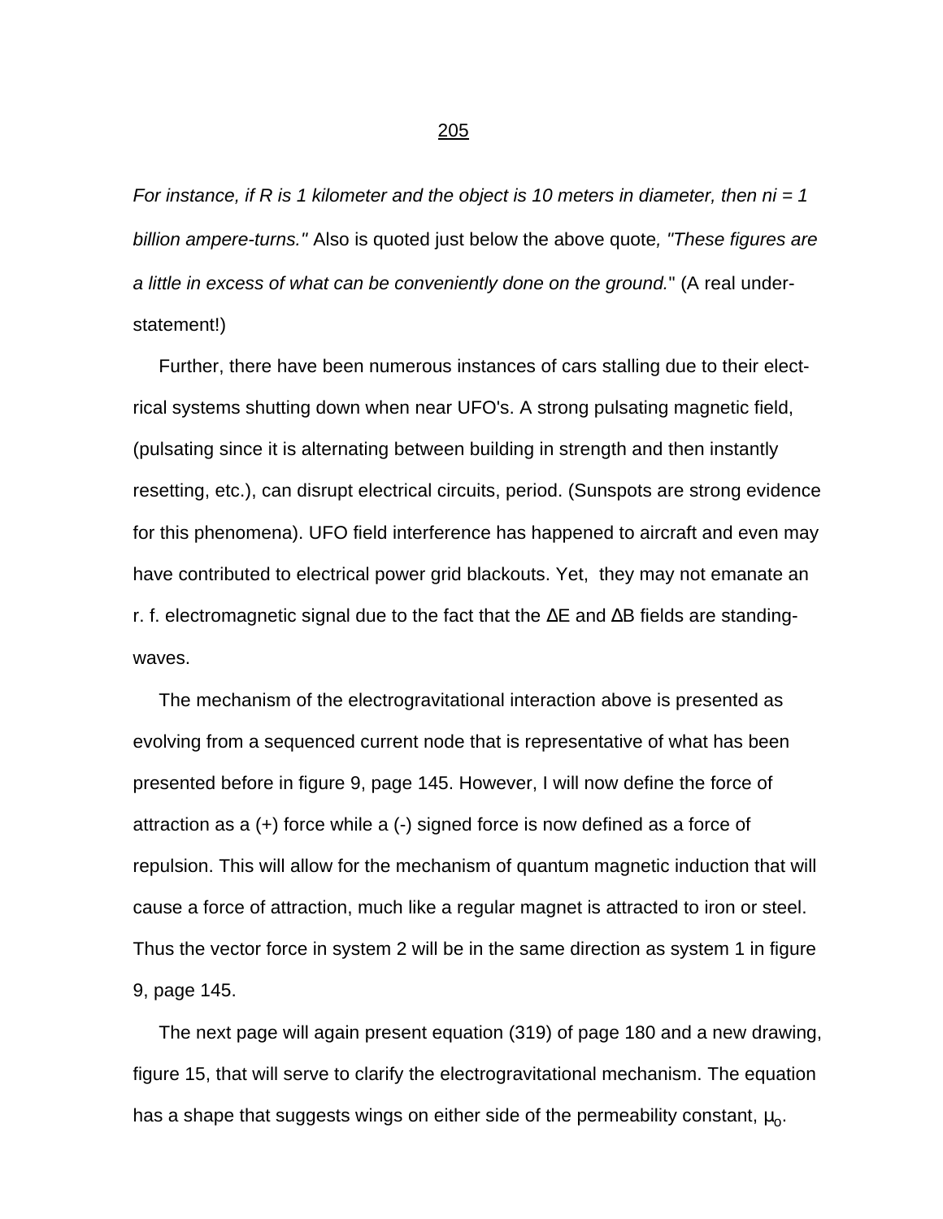*For instance, if R is 1 kilometer and the object is 10 meters in diameter, then ni = 1 billion ampere-turns."* Also is quoted just below the above quote*, "These figures are a little in excess of what can be conveniently done on the ground.*" (A real under-statement!)

Further, there have been numerous instances of cars stalling due to their electrical systems shutting down when near UFO's. A strong pulsating magnetic field, (pulsating since it is alternating between building in strength and then instantly resetting, etc.), can disrupt electrical circuits, period. (Sunspots are strong evidence for this phenomena). UFO field interference has happened to aircraft and even may have contributed to electrical power grid blackouts. Yet, they may not emanate an r. f. electromagnetic signal due to the fact that the $\Delta E$ and $\Delta B$ fields are standing-waves.

The mechanism of the electrogravitational interaction above is presented as evolving from a sequenced current node that is representative of what has been presented before in figure 9, page 145. However, I will now define the force of attraction as a (+) force while a (-) signed force is now defined as a force of repulsion. This will allow for the mechanism of quantum magnetic induction that will cause a force of attraction, much like a regular magnet is attracted to iron or steel. Thus the vector force in system 2 will be in the same direction as system 1 in figure 9, page 145.

The next page will again present equation (319) of page 180 and a new drawing, figure 15, that will serve to clarify the electrogravitational mechanism. The equation has a shape that suggests wings on either side of the permeability constant, $\mu_o$.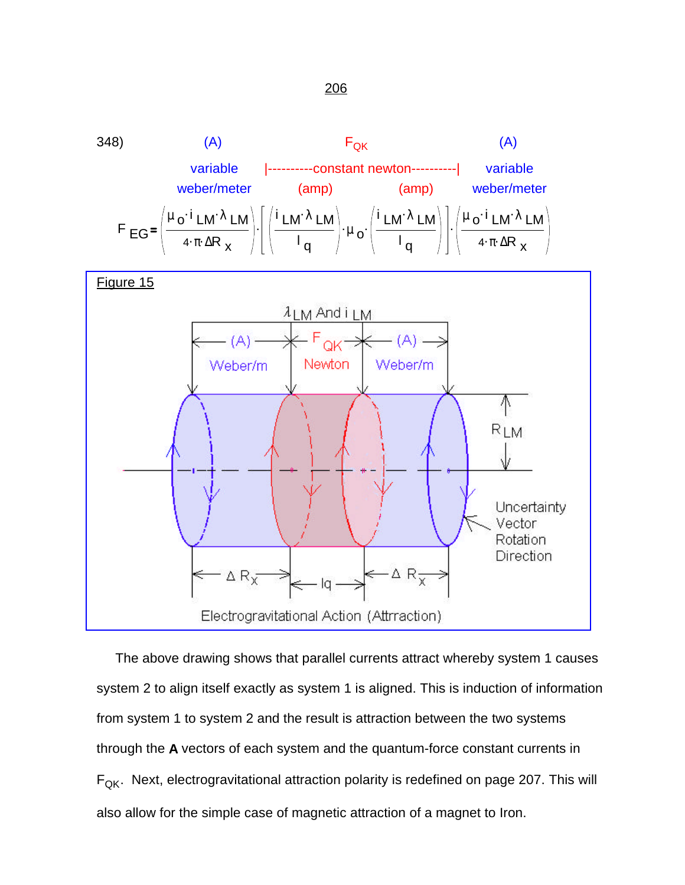348)

| (A) | $F_{QK}$ | | (A) |
|---|---|---|---|
| variable | \|----------constant newton----------\| | | variable |
| weber/meter | (amp) | (amp) | weber/meter |

$$F_{EG} = \left(\frac{\mu_o \cdot i_{LM} \cdot \lambda_{LM}}{4 \cdot \pi \cdot \Delta R_x}\right) \cdot \left[\left(\frac{i_{LM} \cdot \lambda_{LM}}{l_q}\right) \cdot \mu_o \cdot \left(\frac{i_{LM} \cdot \lambda_{LM}}{l_q}\right)\right] \cdot \left(\frac{\mu_o \cdot i_{LM} \cdot \lambda_{LM}}{4 \cdot \pi \cdot \Delta R_x}\right)$$

Figure 15

$\lambda_{LM}$ And $i_{LM}$

(A) Weber/m — $F_{QK}$ Newton — (A) Weber/m

$R_{LM}$

Uncertainty Vector Rotation Direction

$\Delta R_x$ — $l_q$ — $\Delta R_x$

Electrogravitational Action (Attrraction)

The above drawing shows that parallel currents attract whereby system 1 causes system 2 to align itself exactly as system 1 is aligned. This is induction of information from system 1 to system 2 and the result is attraction between the two systems through the **A** vectors of each system and the quantum-force constant currents in $F_{QK}$. Next, electrogravitational attraction polarity is redefined on page 207. This will also allow for the simple case of magnetic attraction of a magnet to Iron.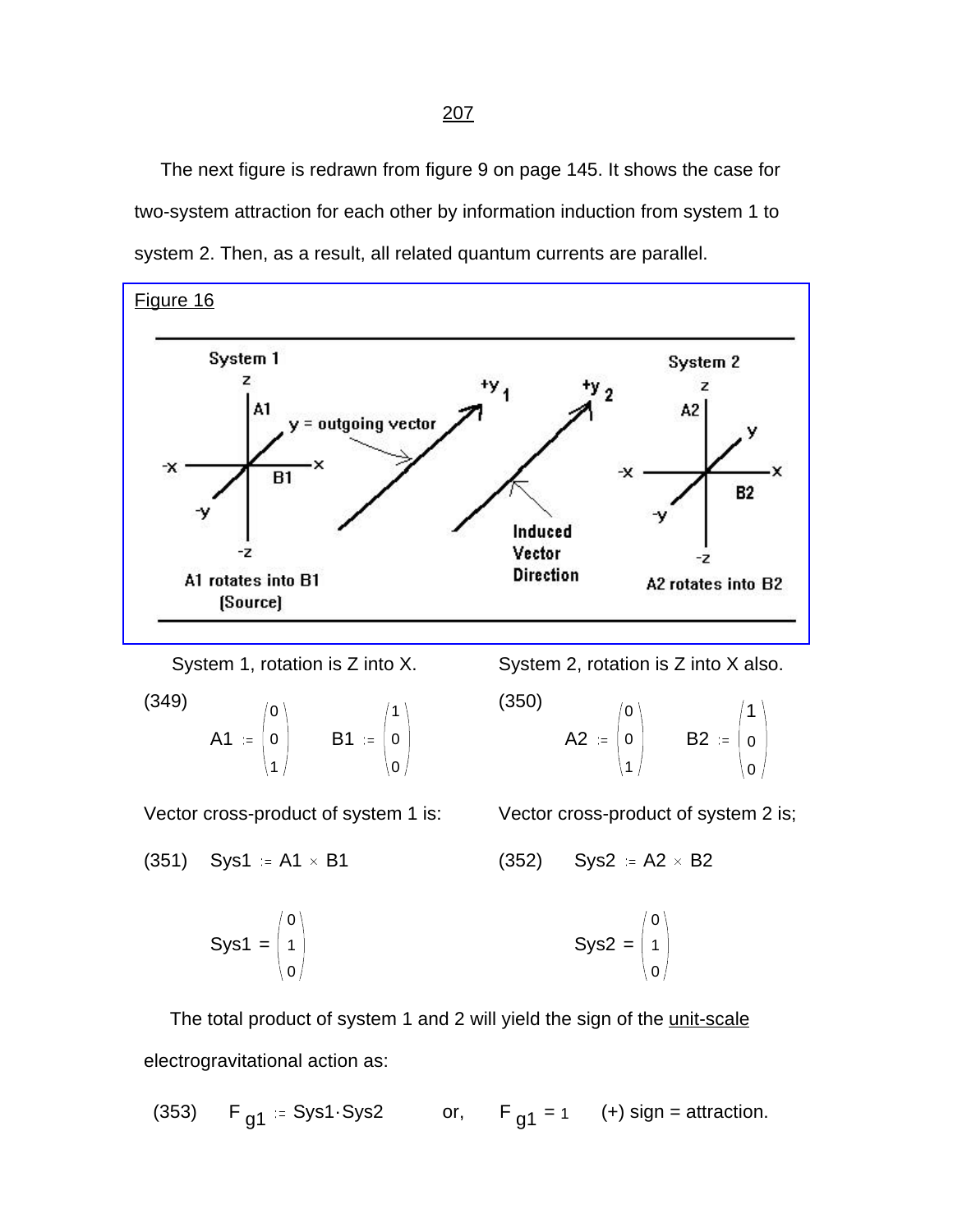The next figure is redrawn from figure 9 on page 145. It shows the case for two-system attraction for each other by information induction from system 1 to system 2. Then, as a result, all related quantum currents are parallel.

Figure 16

System 1 | System 2

A1 rotates into B1 (Source) | Induced Vector Direction | A2 rotates into B2

System 1, rotation is Z into X.

(349)

$$A1 := \begin{pmatrix} 0 \\ 0 \\ 1 \end{pmatrix} \qquad B1 := \begin{pmatrix} 1 \\ 0 \\ 0 \end{pmatrix}$$

System 2, rotation is Z into X also.

(350)

$$A2 := \begin{pmatrix} 0 \\ 0 \\ 1 \end{pmatrix} \qquad B2 := \begin{pmatrix} 1 \\ 0 \\ 0 \end{pmatrix}$$

Vector cross-product of system 1 is:

(351) $\quad Sys1 := A1 \times B1$

$$Sys1 = \begin{pmatrix} 0 \\ 1 \\ 0 \end{pmatrix}$$

Vector cross-product of system 2 is;

(352) $\quad Sys2 := A2 \times B2$

$$Sys2 = \begin{pmatrix} 0 \\ 1 \\ 0 \end{pmatrix}$$

The total product of system 1 and 2 will yield the sign of the unit-scale electrogravitational action as:

(353) $\quad F_{g1} := Sys1 \cdot Sys2 \qquad$ or, $\qquad F_{g1} = 1 \qquad$ (+) sign = attraction.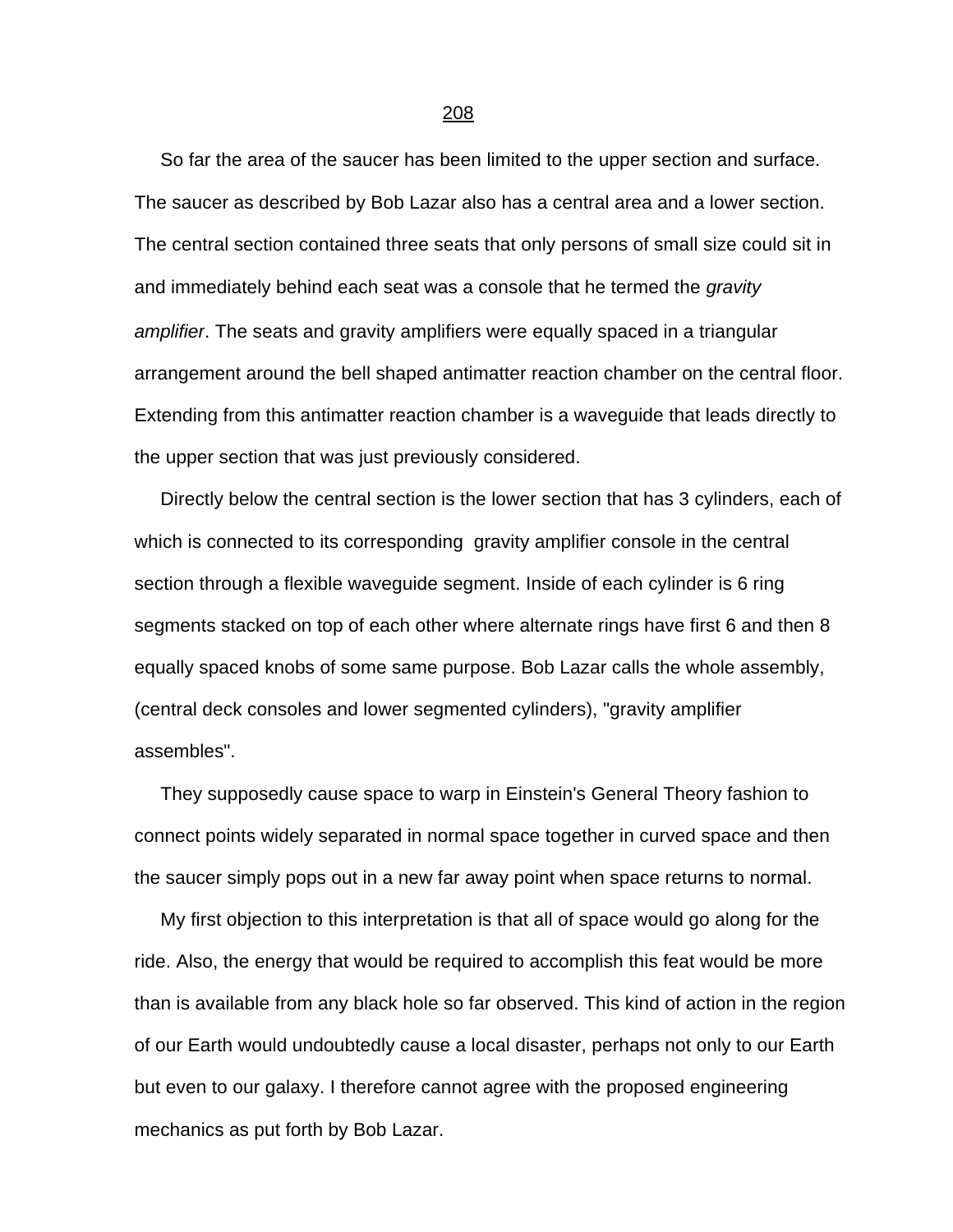So far the area of the saucer has been limited to the upper section and surface. The saucer as described by Bob Lazar also has a central area and a lower section. The central section contained three seats that only persons of small size could sit in and immediately behind each seat was a console that he termed the *gravity amplifier*. The seats and gravity amplifiers were equally spaced in a triangular arrangement around the bell shaped antimatter reaction chamber on the central floor. Extending from this antimatter reaction chamber is a waveguide that leads directly to the upper section that was just previously considered.

Directly below the central section is the lower section that has 3 cylinders, each of which is connected to its corresponding gravity amplifier console in the central section through a flexible waveguide segment. Inside of each cylinder is 6 ring segments stacked on top of each other where alternate rings have first 6 and then 8 equally spaced knobs of some same purpose. Bob Lazar calls the whole assembly, (central deck consoles and lower segmented cylinders), "gravity amplifier assembles".

They supposedly cause space to warp in Einstein's General Theory fashion to connect points widely separated in normal space together in curved space and then the saucer simply pops out in a new far away point when space returns to normal.

My first objection to this interpretation is that all of space would go along for the ride. Also, the energy that would be required to accomplish this feat would be more than is available from any black hole so far observed. This kind of action in the region of our Earth would undoubtedly cause a local disaster, perhaps not only to our Earth but even to our galaxy. I therefore cannot agree with the proposed engineering mechanics as put forth by Bob Lazar.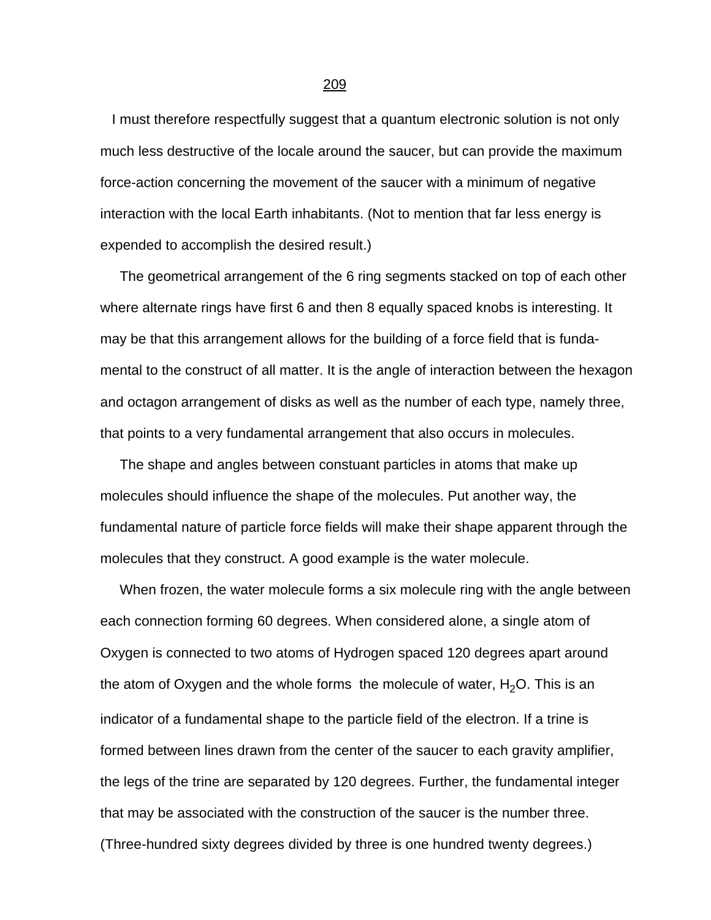I must therefore respectfully suggest that a quantum electronic solution is not only much less destructive of the locale around the saucer, but can provide the maximum force-action concerning the movement of the saucer with a minimum of negative interaction with the local Earth inhabitants. (Not to mention that far less energy is expended to accomplish the desired result.)

The geometrical arrangement of the 6 ring segments stacked on top of each other where alternate rings have first 6 and then 8 equally spaced knobs is interesting. It may be that this arrangement allows for the building of a force field that is fundamental to the construct of all matter. It is the angle of interaction between the hexagon and octagon arrangement of disks as well as the number of each type, namely three, that points to a very fundamental arrangement that also occurs in molecules.

The shape and angles between constuant particles in atoms that make up molecules should influence the shape of the molecules. Put another way, the fundamental nature of particle force fields will make their shape apparent through the molecules that they construct. A good example is the water molecule.

When frozen, the water molecule forms a six molecule ring with the angle between each connection forming 60 degrees. When considered alone, a single atom of Oxygen is connected to two atoms of Hydrogen spaced 120 degrees apart around the atom of Oxygen and the whole forms the molecule of water, $H_2O$. This is an indicator of a fundamental shape to the particle field of the electron. If a trine is formed between lines drawn from the center of the saucer to each gravity amplifier, the legs of the trine are separated by 120 degrees. Further, the fundamental integer that may be associated with the construction of the saucer is the number three. (Three-hundred sixty degrees divided by three is one hundred twenty degrees.)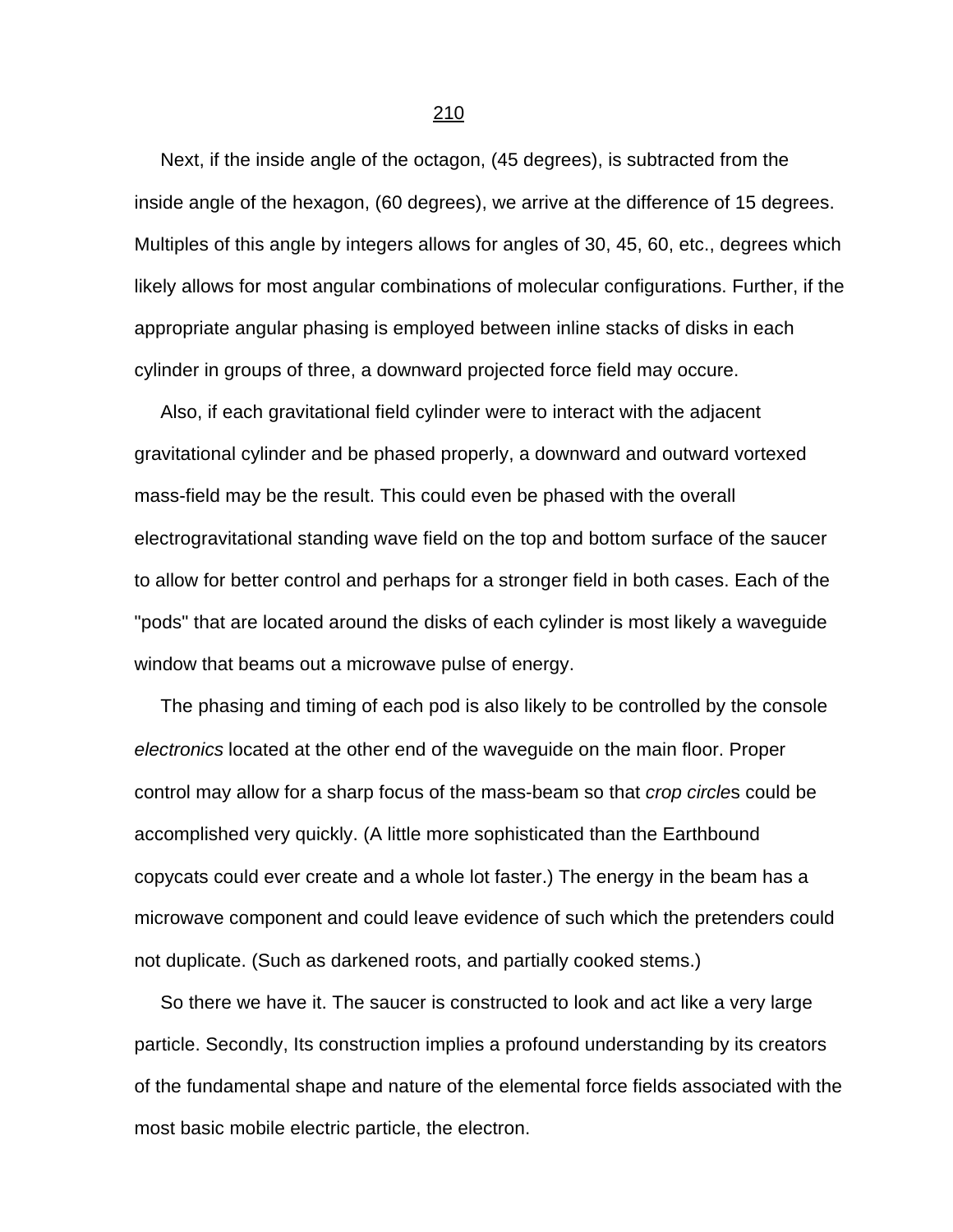Next, if the inside angle of the octagon, (45 degrees), is subtracted from the inside angle of the hexagon, (60 degrees), we arrive at the difference of 15 degrees. Multiples of this angle by integers allows for angles of 30, 45, 60, etc., degrees which likely allows for most angular combinations of molecular configurations. Further, if the appropriate angular phasing is employed between inline stacks of disks in each cylinder in groups of three, a downward projected force field may occure.

Also, if each gravitational field cylinder were to interact with the adjacent gravitational cylinder and be phased properly, a downward and outward vortexed mass-field may be the result. This could even be phased with the overall electrogravitational standing wave field on the top and bottom surface of the saucer to allow for better control and perhaps for a stronger field in both cases. Each of the "pods" that are located around the disks of each cylinder is most likely a waveguide window that beams out a microwave pulse of energy.

The phasing and timing of each pod is also likely to be controlled by the console *electronics* located at the other end of the waveguide on the main floor. Proper control may allow for a sharp focus of the mass-beam so that *crop circle*s could be accomplished very quickly. (A little more sophisticated than the Earthbound copycats could ever create and a whole lot faster.) The energy in the beam has a microwave component and could leave evidence of such which the pretenders could not duplicate. (Such as darkened roots, and partially cooked stems.)

So there we have it. The saucer is constructed to look and act like a very large particle. Secondly, Its construction implies a profound understanding by its creators of the fundamental shape and nature of the elemental force fields associated with the most basic mobile electric particle, the electron.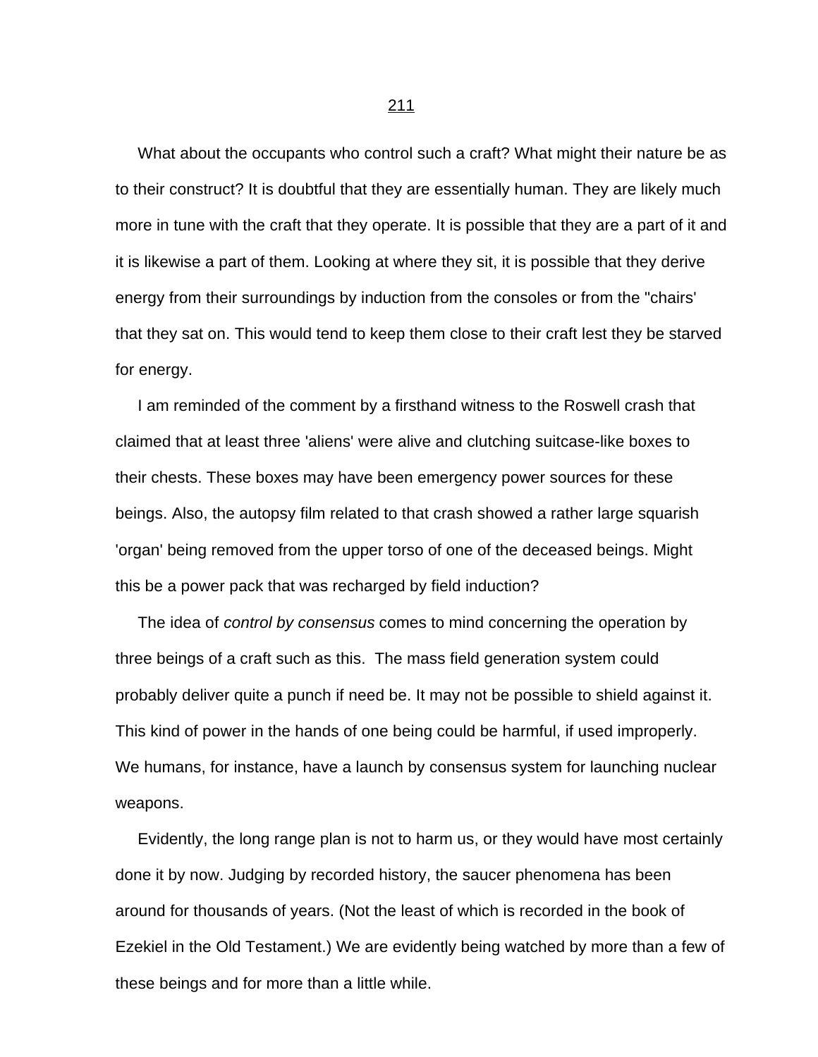What about the occupants who control such a craft? What might their nature be as to their construct? It is doubtful that they are essentially human. They are likely much more in tune with the craft that they operate. It is possible that they are a part of it and it is likewise a part of them. Looking at where they sit, it is possible that they derive energy from their surroundings by induction from the consoles or from the "chairs' that they sat on. This would tend to keep them close to their craft lest they be starved for energy.

I am reminded of the comment by a firsthand witness to the Roswell crash that claimed that at least three 'aliens' were alive and clutching suitcase-like boxes to their chests. These boxes may have been emergency power sources for these beings. Also, the autopsy film related to that crash showed a rather large squarish 'organ' being removed from the upper torso of one of the deceased beings. Might this be a power pack that was recharged by field induction?

The idea of *control by consensus* comes to mind concerning the operation by three beings of a craft such as this. The mass field generation system could probably deliver quite a punch if need be. It may not be possible to shield against it. This kind of power in the hands of one being could be harmful, if used improperly. We humans, for instance, have a launch by consensus system for launching nuclear weapons.

Evidently, the long range plan is not to harm us, or they would have most certainly done it by now. Judging by recorded history, the saucer phenomena has been around for thousands of years. (Not the least of which is recorded in the book of Ezekiel in the Old Testament.) We are evidently being watched by more than a few of these beings and for more than a little while.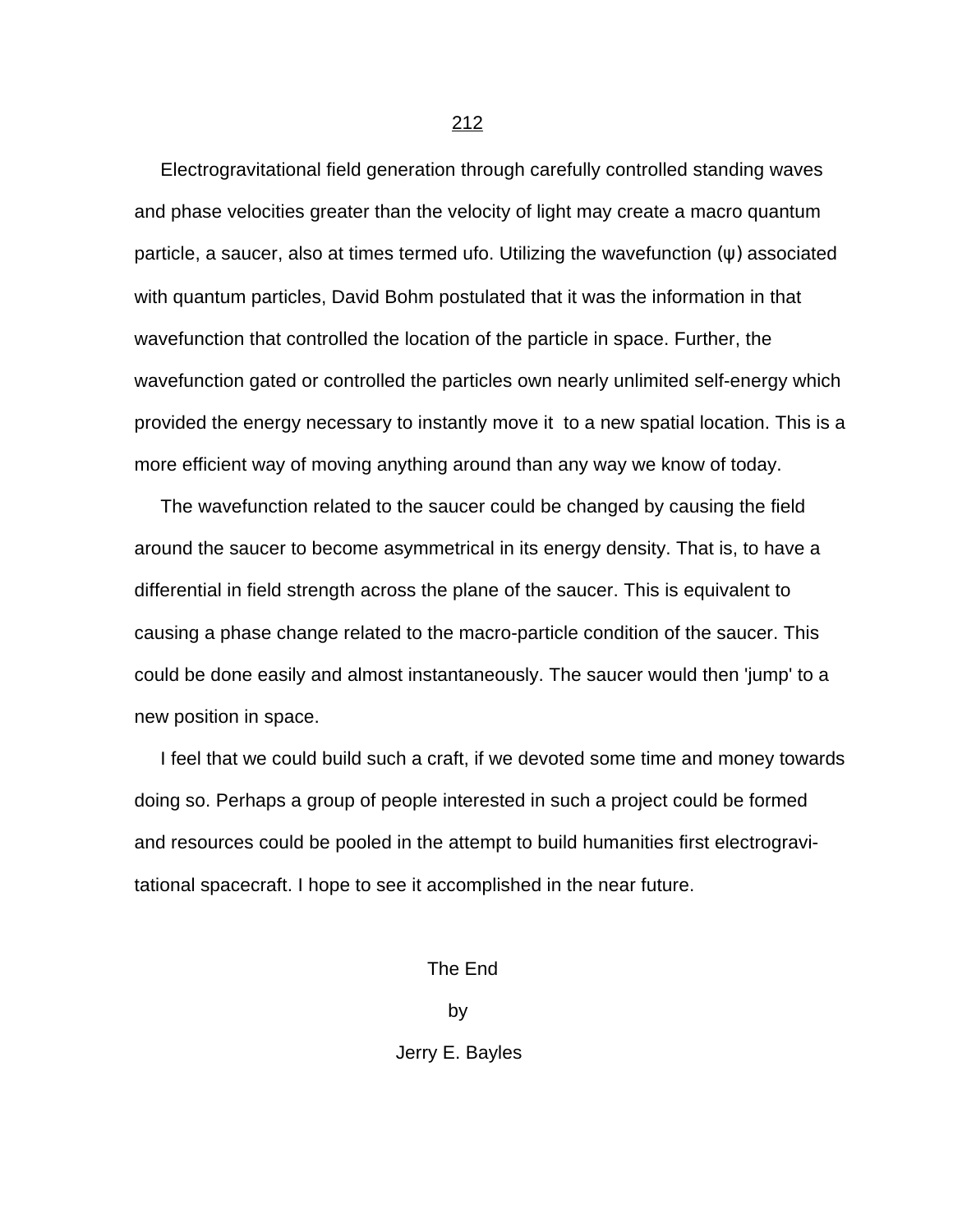Electrogravitational field generation through carefully controlled standing waves and phase velocities greater than the velocity of light may create a macro quantum particle, a saucer, also at times termed ufo. Utilizing the wavefunction ($\psi$) associated with quantum particles, David Bohm postulated that it was the information in that wavefunction that controlled the location of the particle in space. Further, the wavefunction gated or controlled the particles own nearly unlimited self-energy which provided the energy necessary to instantly move it to a new spatial location. This is a more efficient way of moving anything around than any way we know of today.

The wavefunction related to the saucer could be changed by causing the field around the saucer to become asymmetrical in its energy density. That is, to have a differential in field strength across the plane of the saucer. This is equivalent to causing a phase change related to the macro-particle condition of the saucer. This could be done easily and almost instantaneously. The saucer would then 'jump' to a new position in space.

I feel that we could build such a craft, if we devoted some time and money towards doing so. Perhaps a group of people interested in such a project could be formed and resources could be pooled in the attempt to build humanities first electrogravitational spacecraft. I hope to see it accomplished in the near future.

The End

by

Jerry E. Bayles